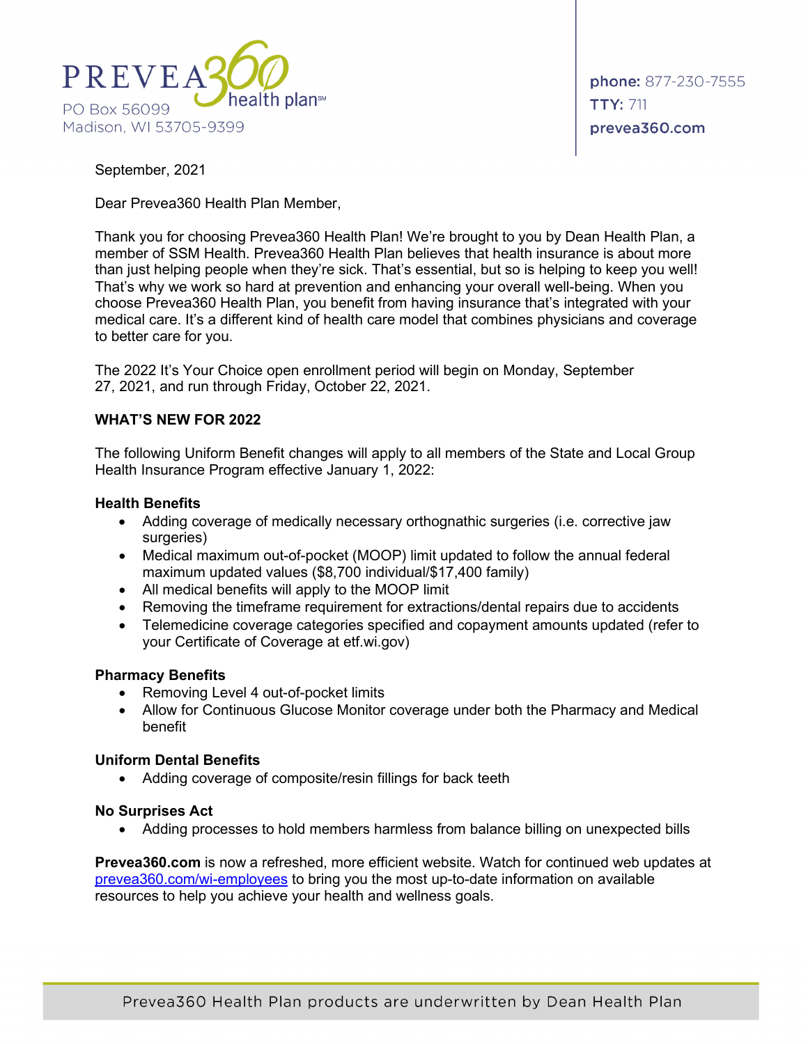PREVEA360 health plan℠
PO Box 56099
Madison, WI 53705-9399

**phone:** 877-230-7555
**TTY:** 711
**prevea360.com**

September, 2021

Dear Prevea360 Health Plan Member,

Thank you for choosing Prevea360 Health Plan! We're brought to you by Dean Health Plan, a member of SSM Health. Prevea360 Health Plan believes that health insurance is about more than just helping people when they're sick. That's essential, but so is helping to keep you well! That's why we work so hard at prevention and enhancing your overall well-being. When you choose Prevea360 Health Plan, you benefit from having insurance that's integrated with your medical care. It's a different kind of health care model that combines physicians and coverage to better care for you.

The 2022 It's Your Choice open enrollment period will begin on Monday, September 27, 2021, and run through Friday, October 22, 2021.

**WHAT'S NEW FOR 2022**

The following Uniform Benefit changes will apply to all members of the State and Local Group Health Insurance Program effective January 1, 2022:

**Health Benefits**

- Adding coverage of medically necessary orthognathic surgeries (i.e. corrective jaw surgeries)
- Medical maximum out-of-pocket (MOOP) limit updated to follow the annual federal maximum updated values ($8,700 individual/$17,400 family)
- All medical benefits will apply to the MOOP limit
- Removing the timeframe requirement for extractions/dental repairs due to accidents
- Telemedicine coverage categories specified and copayment amounts updated (refer to your Certificate of Coverage at etf.wi.gov)

**Pharmacy Benefits**

- Removing Level 4 out-of-pocket limits
- Allow for Continuous Glucose Monitor coverage under both the Pharmacy and Medical benefit

**Uniform Dental Benefits**

- Adding coverage of composite/resin fillings for back teeth

**No Surprises Act**

- Adding processes to hold members harmless from balance billing on unexpected bills

**Prevea360.com** is now a refreshed, more efficient website. Watch for continued web updates at prevea360.com/wi-employees to bring you the most up-to-date information on available resources to help you achieve your health and wellness goals.

Prevea360 Health Plan products are underwritten by Dean Health Plan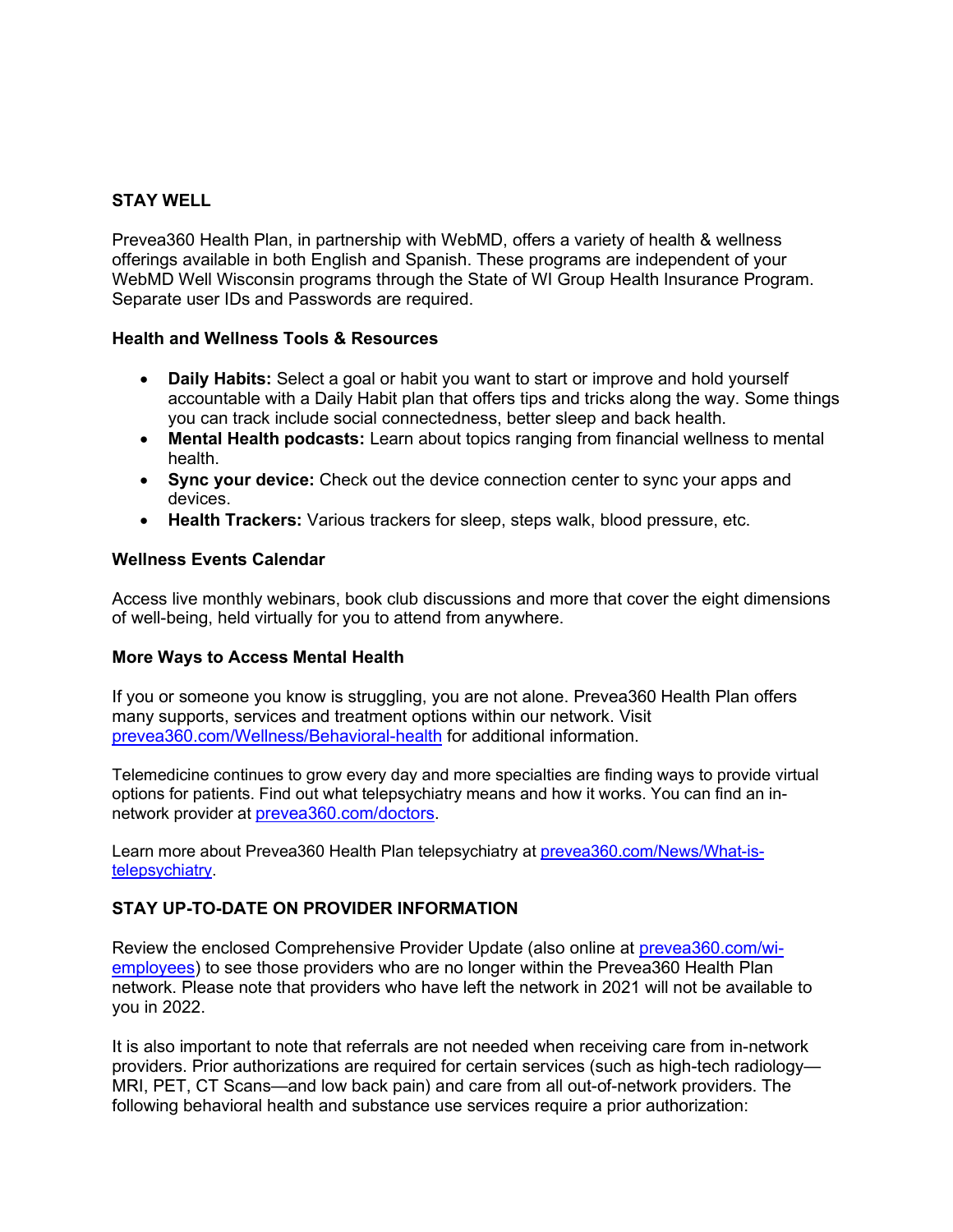## STAY WELL

Prevea360 Health Plan, in partnership with WebMD, offers a variety of health & wellness offerings available in both English and Spanish. These programs are independent of your WebMD Well Wisconsin programs through the State of WI Group Health Insurance Program. Separate user IDs and Passwords are required.

### Health and Wellness Tools & Resources

- **Daily Habits:** Select a goal or habit you want to start or improve and hold yourself accountable with a Daily Habit plan that offers tips and tricks along the way. Some things you can track include social connectedness, better sleep and back health.
- **Mental Health podcasts:** Learn about topics ranging from financial wellness to mental health.
- **Sync your device:** Check out the device connection center to sync your apps and devices.
- **Health Trackers:** Various trackers for sleep, steps walk, blood pressure, etc.

### Wellness Events Calendar

Access live monthly webinars, book club discussions and more that cover the eight dimensions of well-being, held virtually for you to attend from anywhere.

### More Ways to Access Mental Health

If you or someone you know is struggling, you are not alone. Prevea360 Health Plan offers many supports, services and treatment options within our network. Visit prevea360.com/Wellness/Behavioral-health for additional information.

Telemedicine continues to grow every day and more specialties are finding ways to provide virtual options for patients. Find out what telepsychiatry means and how it works. You can find an in-network provider at prevea360.com/doctors.

Learn more about Prevea360 Health Plan telepsychiatry at prevea360.com/News/What-is-telepsychiatry.

## STAY UP-TO-DATE ON PROVIDER INFORMATION

Review the enclosed Comprehensive Provider Update (also online at prevea360.com/wi-employees) to see those providers who are no longer within the Prevea360 Health Plan network. Please note that providers who have left the network in 2021 will not be available to you in 2022.

It is also important to note that referrals are not needed when receiving care from in-network providers. Prior authorizations are required for certain services (such as high-tech radiology—MRI, PET, CT Scans—and low back pain) and care from all out-of-network providers. The following behavioral health and substance use services require a prior authorization: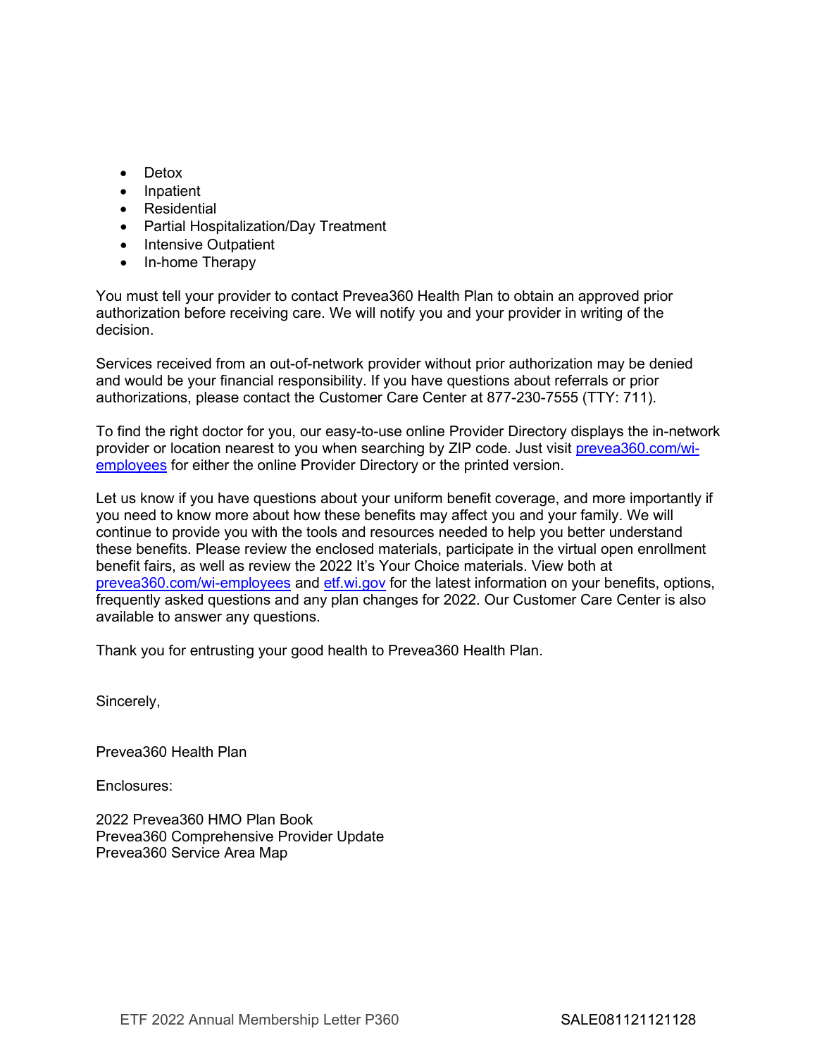- Detox
- Inpatient
- Residential
- Partial Hospitalization/Day Treatment
- Intensive Outpatient
- In-home Therapy

You must tell your provider to contact Prevea360 Health Plan to obtain an approved prior authorization before receiving care. We will notify you and your provider in writing of the decision.

Services received from an out-of-network provider without prior authorization may be denied and would be your financial responsibility. If you have questions about referrals or prior authorizations, please contact the Customer Care Center at 877-230-7555 (TTY: 711).

To find the right doctor for you, our easy-to-use online Provider Directory displays the in-network provider or location nearest to you when searching by ZIP code. Just visit [prevea360.com/wi-employees](prevea360.com/wi-employees) for either the online Provider Directory or the printed version.

Let us know if you have questions about your uniform benefit coverage, and more importantly if you need to know more about how these benefits may affect you and your family. We will continue to provide you with the tools and resources needed to help you better understand these benefits. Please review the enclosed materials, participate in the virtual open enrollment benefit fairs, as well as review the 2022 It's Your Choice materials. View both at [prevea360.com/wi-employees](prevea360.com/wi-employees) and [etf.wi.gov](etf.wi.gov) for the latest information on your benefits, options, frequently asked questions and any plan changes for 2022. Our Customer Care Center is also available to answer any questions.

Thank you for entrusting your good health to Prevea360 Health Plan.

Sincerely,

Prevea360 Health Plan

Enclosures:

2022 Prevea360 HMO Plan Book
Prevea360 Comprehensive Provider Update
Prevea360 Service Area Map

ETF 2022 Annual Membership Letter P360 SALE081121121128